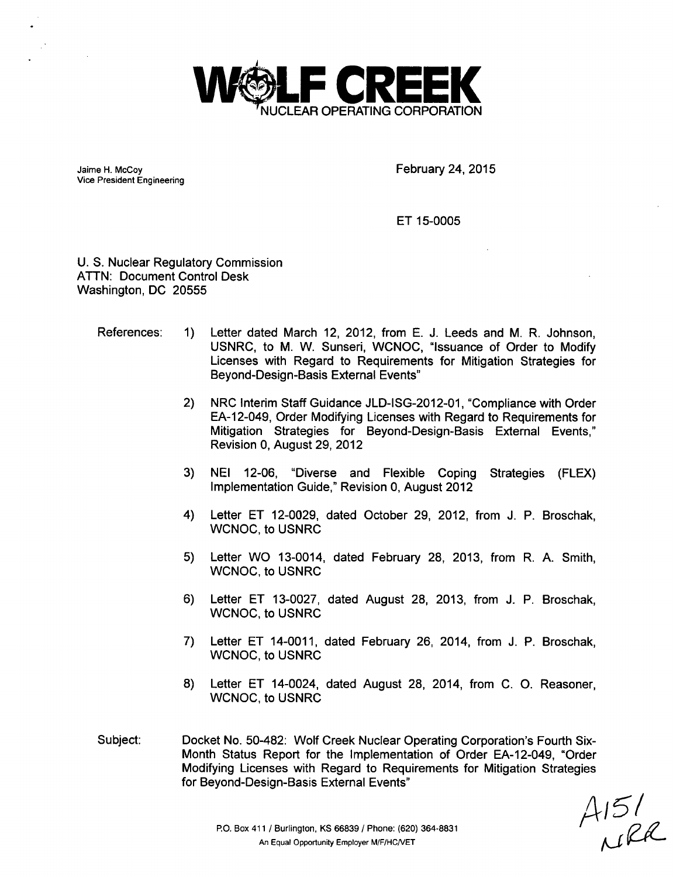# WOLF CREEK NUCLEAR OPERATING CORPORATION

Jaime H. McCoy
Vice President Engineering

February 24, 2015

ET 15-0005

U. S. Nuclear Regulatory Commission
ATTN: Document Control Desk
Washington, DC 20555

References:

1) Letter dated March 12, 2012, from E. J. Leeds and M. R. Johnson, USNRC, to M. W. Sunseri, WCNOC, "Issuance of Order to Modify Licenses with Regard to Requirements for Mitigation Strategies for Beyond-Design-Basis External Events"

2) NRC Interim Staff Guidance JLD-ISG-2012-01, "Compliance with Order EA-12-049, Order Modifying Licenses with Regard to Requirements for Mitigation Strategies for Beyond-Design-Basis External Events," Revision 0, August 29, 2012

3) NEI 12-06, "Diverse and Flexible Coping Strategies (FLEX) Implementation Guide," Revision 0, August 2012

4) Letter ET 12-0029, dated October 29, 2012, from J. P. Broschak, WCNOC, to USNRC

5) Letter WO 13-0014, dated February 28, 2013, from R. A. Smith, WCNOC, to USNRC

6) Letter ET 13-0027, dated August 28, 2013, from J. P. Broschak, WCNOC, to USNRC

7) Letter ET 14-0011, dated February 26, 2014, from J. P. Broschak, WCNOC, to USNRC

8) Letter ET 14-0024, dated August 28, 2014, from C. O. Reasoner, WCNOC, to USNRC

Subject: Docket No. 50-482: Wolf Creek Nuclear Operating Corporation's Fourth Six-Month Status Report for the Implementation of Order EA-12-049, "Order Modifying Licenses with Regard to Requirements for Mitigation Strategies for Beyond-Design-Basis External Events"

P.O. Box 411 / Burlington, KS 66839 / Phone: (620) 364-8831
An Equal Opportunity Employer M/F/HC/VET

A151
NRR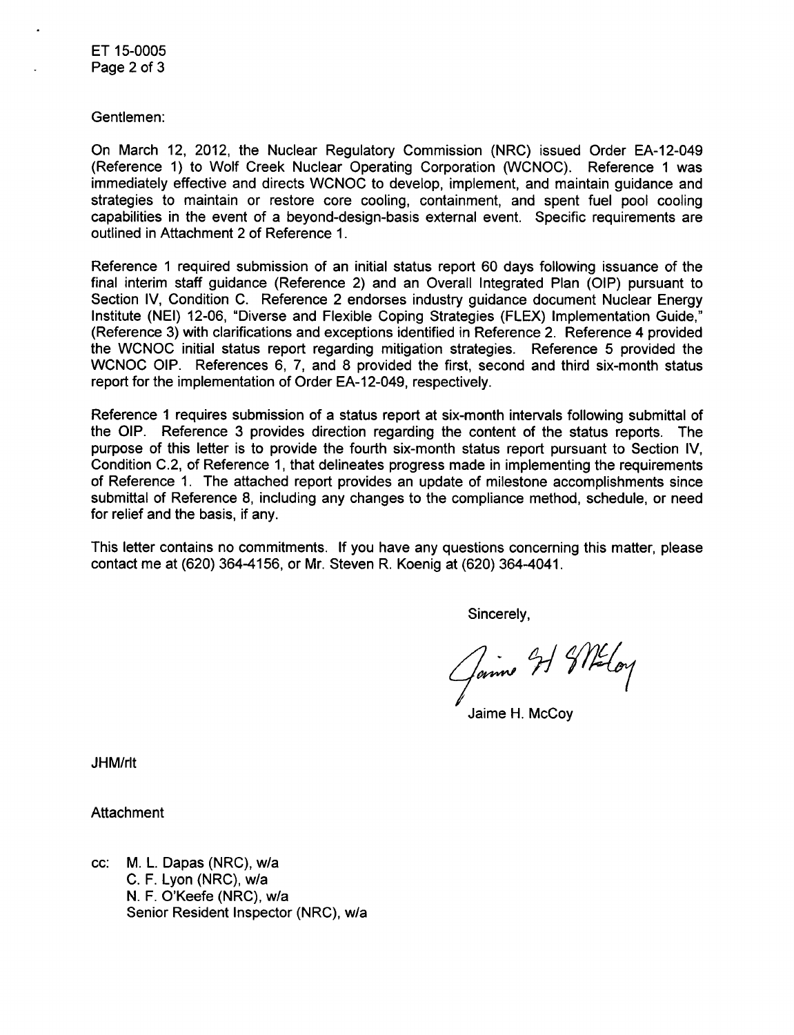Gentlemen:

On March 12, 2012, the Nuclear Regulatory Commission (NRC) issued Order EA-12-049 (Reference 1) to Wolf Creek Nuclear Operating Corporation (WCNOC). Reference 1 was immediately effective and directs WCNOC to develop, implement, and maintain guidance and strategies to maintain or restore core cooling, containment, and spent fuel pool cooling capabilities in the event of a beyond-design-basis external event. Specific requirements are outlined in Attachment 2 of Reference 1.

Reference 1 required submission of an initial status report 60 days following issuance of the final interim staff guidance (Reference 2) and an Overall Integrated Plan (OIP) pursuant to Section IV, Condition C. Reference 2 endorses industry guidance document Nuclear Energy Institute (NEI) 12-06, "Diverse and Flexible Coping Strategies (FLEX) Implementation Guide," (Reference 3) with clarifications and exceptions identified in Reference 2. Reference 4 provided the WCNOC initial status report regarding mitigation strategies. Reference 5 provided the WCNOC OIP. References 6, 7, and 8 provided the first, second and third six-month status report for the implementation of Order EA-12-049, respectively.

Reference 1 requires submission of a status report at six-month intervals following submittal of the OIP. Reference 3 provides direction regarding the content of the status reports. The purpose of this letter is to provide the fourth six-month status report pursuant to Section IV, Condition C.2, of Reference 1, that delineates progress made in implementing the requirements of Reference 1. The attached report provides an update of milestone accomplishments since submittal of Reference 8, including any changes to the compliance method, schedule, or need for relief and the basis, if any.

This letter contains no commitments. If you have any questions concerning this matter, please contact me at (620) 364-4156, or Mr. Steven R. Koenig at (620) 364-4041.

Sincerely,

Jaime H. McCoy

JHM/rlt

Attachment

cc: M. L. Dapas (NRC), w/a
C. F. Lyon (NRC), w/a
N. F. O'Keefe (NRC), w/a
Senior Resident Inspector (NRC), w/a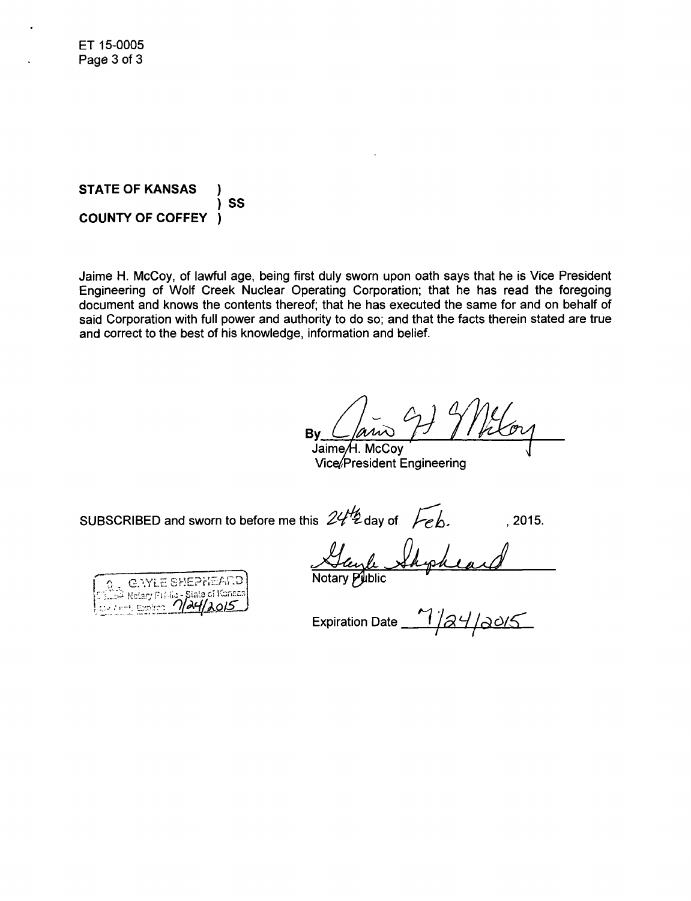STATE OF KANSAS )
) SS
COUNTY OF COFFEY )

Jaime H. McCoy, of lawful age, being first duly sworn upon oath says that he is Vice President Engineering of Wolf Creek Nuclear Operating Corporation; that he has read the foregoing document and knows the contents thereof; that he has executed the same for and on behalf of said Corporation with full power and authority to do so; and that the facts therein stated are true and correct to the best of his knowledge, information and belief.

By Jaime H. McCoy

Jaime H. McCoy
Vice President Engineering

SUBSCRIBED and sworn to before me this 24th day of Feb., 2015.

Gayle Shepheard

Notary Public

GAYLE SHEPHEARD
Notary Public - State of Kansas
My Appt. Expires 7/24/2015

Expiration Date 7/24/2015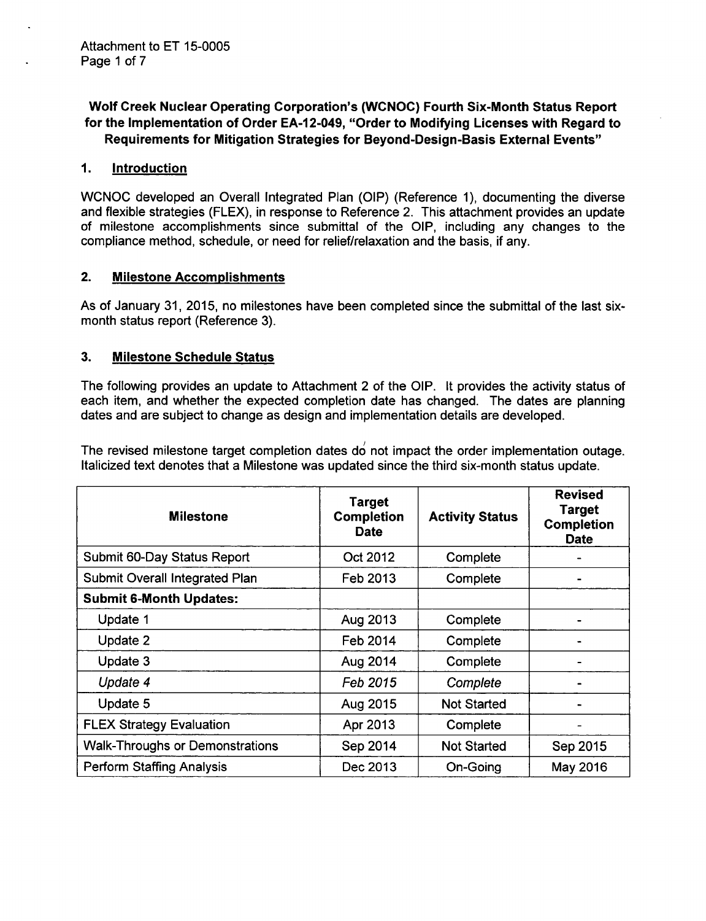Attachment to ET 15-0005

**Wolf Creek Nuclear Operating Corporation's (WCNOC) Fourth Six-Month Status Report for the Implementation of Order EA-12-049, "Order to Modifying Licenses with Regard to Requirements for Mitigation Strategies for Beyond-Design-Basis External Events"**

## 1. Introduction

WCNOC developed an Overall Integrated Plan (OIP) (Reference 1), documenting the diverse and flexible strategies (FLEX), in response to Reference 2. This attachment provides an update of milestone accomplishments since submittal of the OIP, including any changes to the compliance method, schedule, or need for relief/relaxation and the basis, if any.

## 2. Milestone Accomplishments

As of January 31, 2015, no milestones have been completed since the submittal of the last six-month status report (Reference 3).

## 3. Milestone Schedule Status

The following provides an update to Attachment 2 of the OIP. It provides the activity status of each item, and whether the expected completion date has changed. The dates are planning dates and are subject to change as design and implementation details are developed.

The revised milestone target completion dates do not impact the order implementation outage. Italicized text denotes that a Milestone was updated since the third six-month status update.

| Milestone | Target Completion Date | Activity Status | Revised Target Completion Date |
|---|---|---|---|
| Submit 60-Day Status Report | Oct 2012 | Complete | - |
| Submit Overall Integrated Plan | Feb 2013 | Complete | - |
| **Submit 6-Month Updates:** | | | |
| Update 1 | Aug 2013 | Complete | - |
| Update 2 | Feb 2014 | Complete | - |
| Update 3 | Aug 2014 | Complete | - |
| *Update 4* | *Feb 2015* | *Complete* | - |
| Update 5 | Aug 2015 | Not Started | - |
| FLEX Strategy Evaluation | Apr 2013 | Complete | - |
| Walk-Throughs or Demonstrations | Sep 2014 | Not Started | Sep 2015 |
| Perform Staffing Analysis | Dec 2013 | On-Going | May 2016 |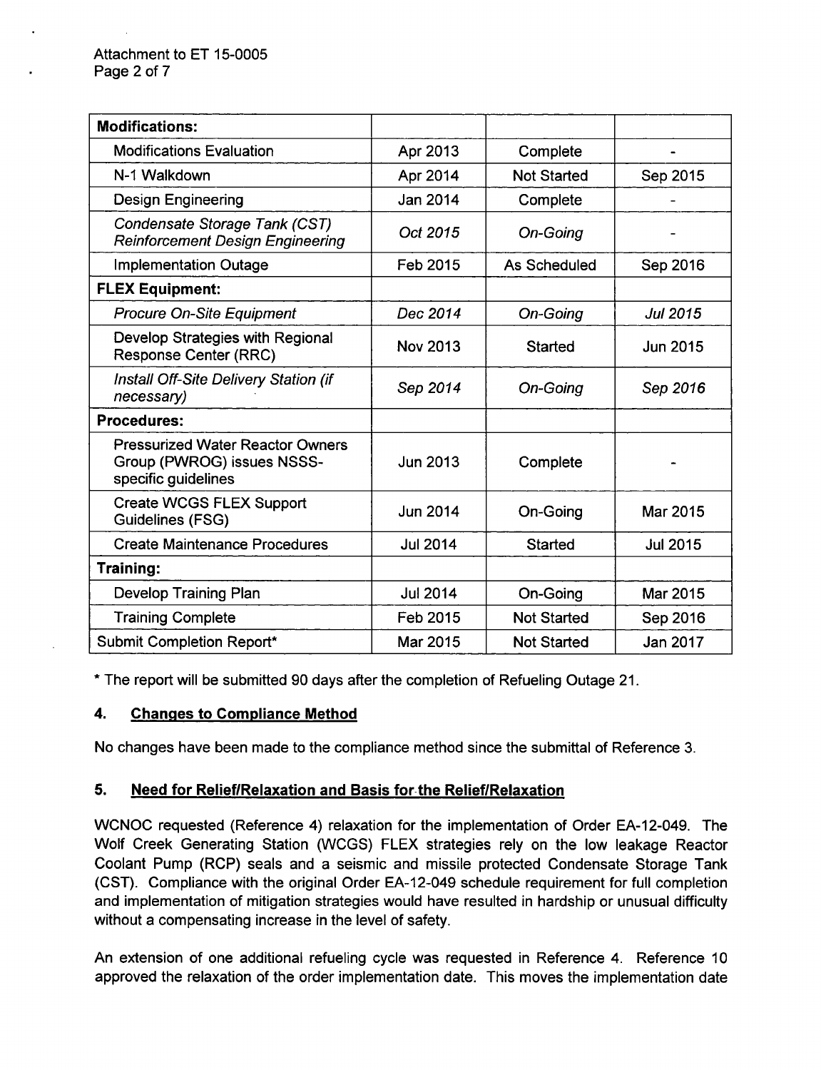| **Modifications:** | | | |
|---|---|---|---|
| Modifications Evaluation | Apr 2013 | Complete | - |
| N-1 Walkdown | Apr 2014 | Not Started | Sep 2015 |
| Design Engineering | Jan 2014 | Complete | - |
| *Condensate Storage Tank (CST) Reinforcement Design Engineering* | *Oct 2015* | *On-Going* | - |
| Implementation Outage | Feb 2015 | As Scheduled | Sep 2016 |
| **FLEX Equipment:** | | | |
| *Procure On-Site Equipment* | *Dec 2014* | *On-Going* | *Jul 2015* |
| Develop Strategies with Regional Response Center (RRC) | Nov 2013 | Started | Jun 2015 |
| *Install Off-Site Delivery Station (if necessary)* | *Sep 2014* | *On-Going* | *Sep 2016* |
| **Procedures:** | | | |
| Pressurized Water Reactor Owners Group (PWROG) issues NSSS-specific guidelines | Jun 2013 | Complete | - |
| Create WCGS FLEX Support Guidelines (FSG) | Jun 2014 | On-Going | Mar 2015 |
| Create Maintenance Procedures | Jul 2014 | Started | Jul 2015 |
| **Training:** | | | |
| Develop Training Plan | Jul 2014 | On-Going | Mar 2015 |
| Training Complete | Feb 2015 | Not Started | Sep 2016 |
| Submit Completion Report* | Mar 2015 | Not Started | Jan 2017 |

* The report will be submitted 90 days after the completion of Refueling Outage 21.

## 4. Changes to Compliance Method

No changes have been made to the compliance method since the submittal of Reference 3.

## 5. Need for Relief/Relaxation and Basis for the Relief/Relaxation

WCNOC requested (Reference 4) relaxation for the implementation of Order EA-12-049. The Wolf Creek Generating Station (WCGS) FLEX strategies rely on the low leakage Reactor Coolant Pump (RCP) seals and a seismic and missile protected Condensate Storage Tank (CST). Compliance with the original Order EA-12-049 schedule requirement for full completion and implementation of mitigation strategies would have resulted in hardship or unusual difficulty without a compensating increase in the level of safety.

An extension of one additional refueling cycle was requested in Reference 4. Reference 10 approved the relaxation of the order implementation date. This moves the implementation date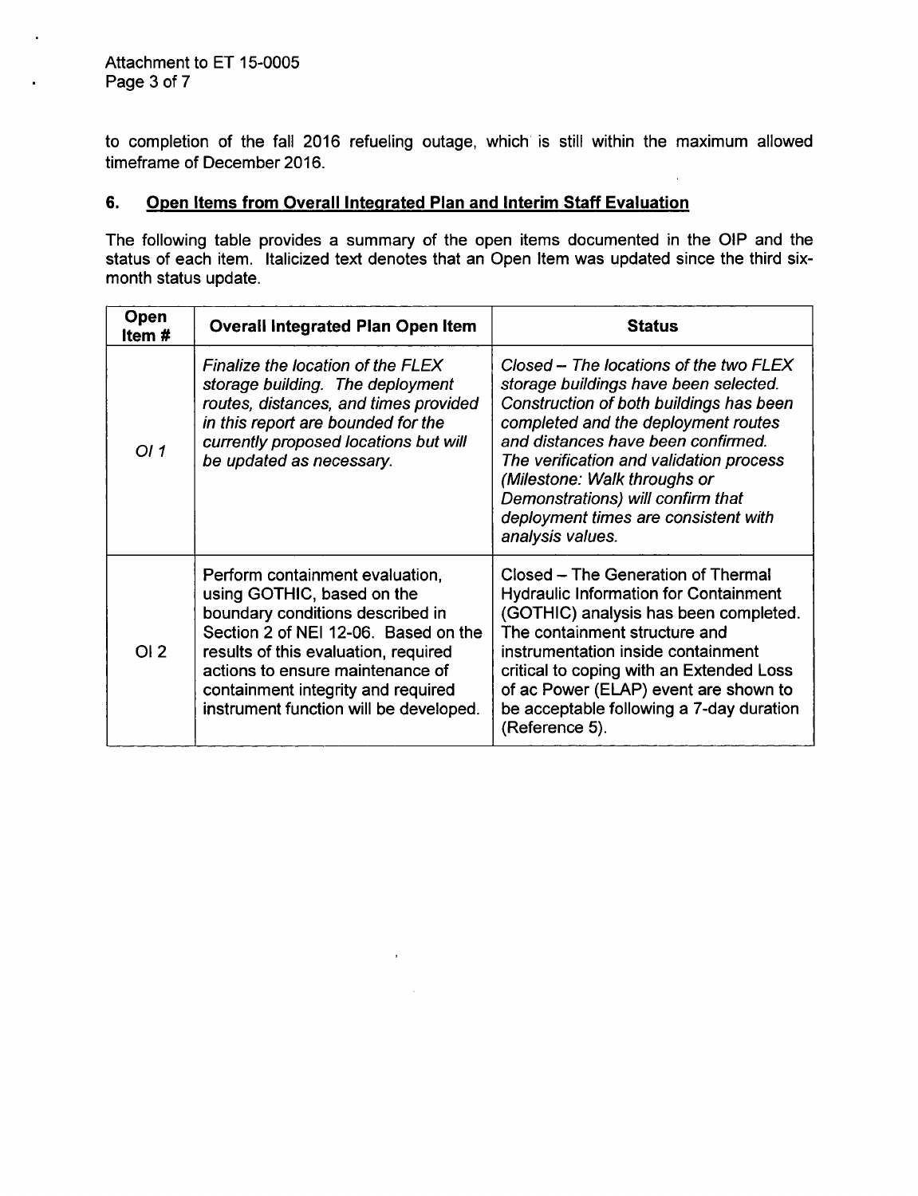to completion of the fall 2016 refueling outage, which is still within the maximum allowed timeframe of December 2016.

## 6. Open Items from Overall Integrated Plan and Interim Staff Evaluation

The following table provides a summary of the open items documented in the OIP and the status of each item. Italicized text denotes that an Open Item was updated since the third six-month status update.

| Open Item # | Overall Integrated Plan Open Item | Status |
|---|---|---|
| *OI 1* | *Finalize the location of the FLEX storage building. The deployment routes, distances, and times provided in this report are bounded for the currently proposed locations but will be updated as necessary.* | *Closed – The locations of the two FLEX storage buildings have been selected. Construction of both buildings has been completed and the deployment routes and distances have been confirmed. The verification and validation process (Milestone: Walk throughs or Demonstrations) will confirm that deployment times are consistent with analysis values.* |
| OI 2 | Perform containment evaluation, using GOTHIC, based on the boundary conditions described in Section 2 of NEI 12-06. Based on the results of this evaluation, required actions to ensure maintenance of containment integrity and required instrument function will be developed. | Closed – The Generation of Thermal Hydraulic Information for Containment (GOTHIC) analysis has been completed. The containment structure and instrumentation inside containment critical to coping with an Extended Loss of ac Power (ELAP) event are shown to be acceptable following a 7-day duration (Reference 5). |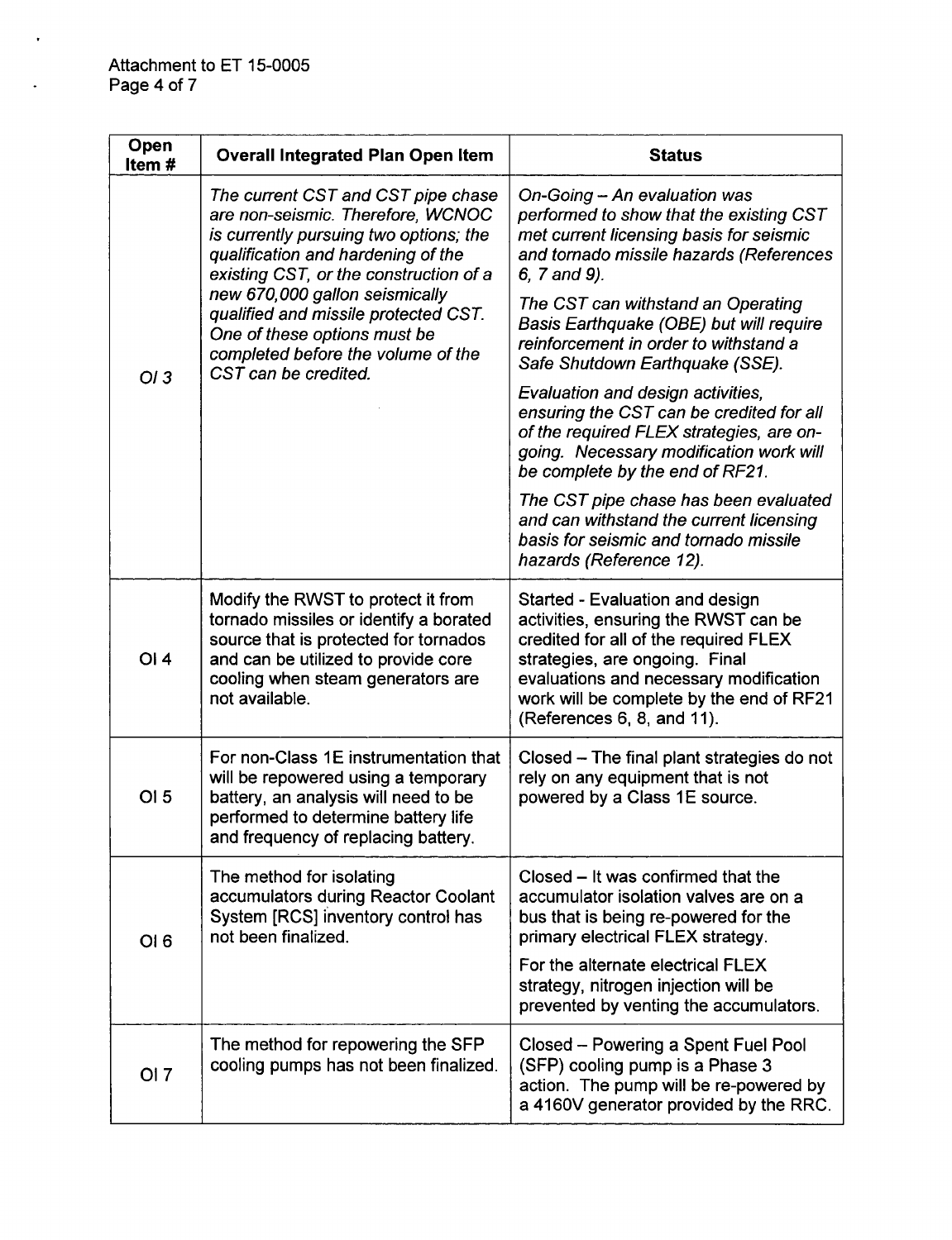| Open Item # | Overall Integrated Plan Open Item | Status |
|---|---|---|
| *OI 3* | *The current CST and CST pipe chase are non-seismic. Therefore, WCNOC is currently pursuing two options; the qualification and hardening of the existing CST, or the construction of a new 670,000 gallon seismically qualified and missile protected CST. One of these options must be completed before the volume of the CST can be credited.* | *On-Going – An evaluation was performed to show that the existing CST met current licensing basis for seismic and tornado missile hazards (References 6, 7 and 9).*<br><br>*The CST can withstand an Operating Basis Earthquake (OBE) but will require reinforcement in order to withstand a Safe Shutdown Earthquake (SSE).*<br><br>*Evaluation and design activities, ensuring the CST can be credited for all of the required FLEX strategies, are on-going. Necessary modification work will be complete by the end of RF21.*<br><br>*The CST pipe chase has been evaluated and can withstand the current licensing basis for seismic and tornado missile hazards (Reference 12).* |
| OI 4 | Modify the RWST to protect it from tornado missiles or identify a borated source that is protected for tornados and can be utilized to provide core cooling when steam generators are not available. | Started - Evaluation and design activities, ensuring the RWST can be credited for all of the required FLEX strategies, are ongoing. Final evaluations and necessary modification work will be complete by the end of RF21 (References 6, 8, and 11). |
| OI 5 | For non-Class 1E instrumentation that will be repowered using a temporary battery, an analysis will need to be performed to determine battery life and frequency of replacing battery. | Closed – The final plant strategies do not rely on any equipment that is not powered by a Class 1E source. |
| OI 6 | The method for isolating accumulators during Reactor Coolant System [RCS] inventory control has not been finalized. | Closed – It was confirmed that the accumulator isolation valves are on a bus that is being re-powered for the primary electrical FLEX strategy.<br><br>For the alternate electrical FLEX strategy, nitrogen injection will be prevented by venting the accumulators. |
| OI 7 | The method for repowering the SFP cooling pumps has not been finalized. | Closed – Powering a Spent Fuel Pool (SFP) cooling pump is a Phase 3 action. The pump will be re-powered by a 4160V generator provided by the RRC. |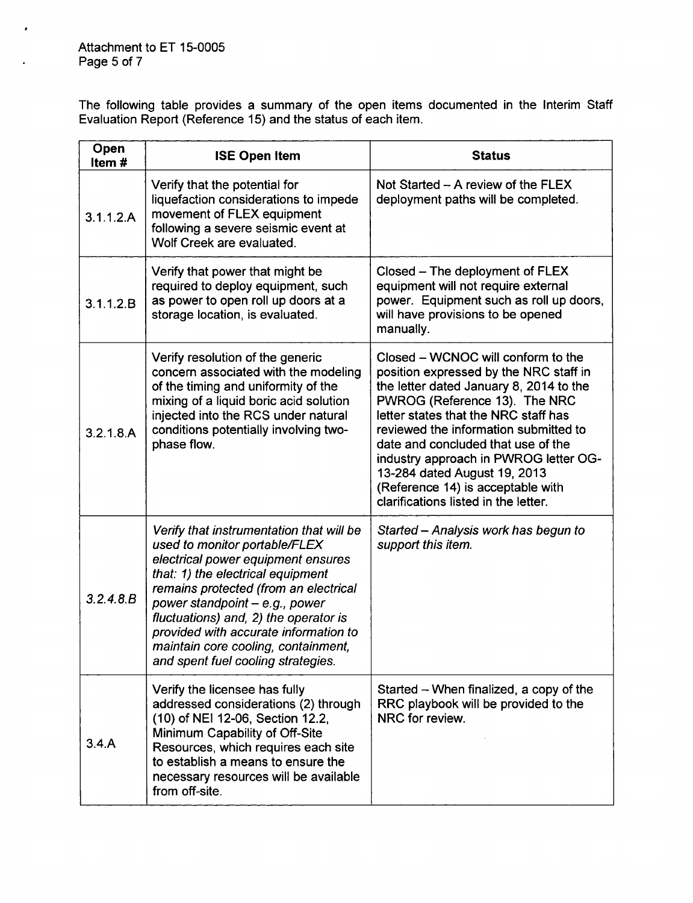The following table provides a summary of the open items documented in the Interim Staff Evaluation Report (Reference 15) and the status of each item.

| Open Item # | ISE Open Item | Status |
|---|---|---|
| 3.1.1.2.A | Verify that the potential for liquefaction considerations to impede movement of FLEX equipment following a severe seismic event at Wolf Creek are evaluated. | Not Started – A review of the FLEX deployment paths will be completed. |
| 3.1.1.2.B | Verify that power that might be required to deploy equipment, such as power to open roll up doors at a storage location, is evaluated. | Closed – The deployment of FLEX equipment will not require external power. Equipment such as roll up doors, will have provisions to be opened manually. |
| 3.2.1.8.A | Verify resolution of the generic concern associated with the modeling of the timing and uniformity of the mixing of a liquid boric acid solution injected into the RCS under natural conditions potentially involving two-phase flow. | Closed – WCNOC will conform to the position expressed by the NRC staff in the letter dated January 8, 2014 to the PWROG (Reference 13). The NRC letter states that the NRC staff has reviewed the information submitted to date and concluded that use of the industry approach in PWROG letter OG-13-284 dated August 19, 2013 (Reference 14) is acceptable with clarifications listed in the letter. |
| *3.2.4.8.B* | *Verify that instrumentation that will be used to monitor portable/FLEX electrical power equipment ensures that: 1) the electrical equipment remains protected (from an electrical power standpoint – e.g., power fluctuations) and, 2) the operator is provided with accurate information to maintain core cooling, containment, and spent fuel cooling strategies.* | *Started – Analysis work has begun to support this item.* |
| 3.4.A | Verify the licensee has fully addressed considerations (2) through (10) of NEI 12-06, Section 12.2, Minimum Capability of Off-Site Resources, which requires each site to establish a means to ensure the necessary resources will be available from off-site. | Started – When finalized, a copy of the RRC playbook will be provided to the NRC for review. |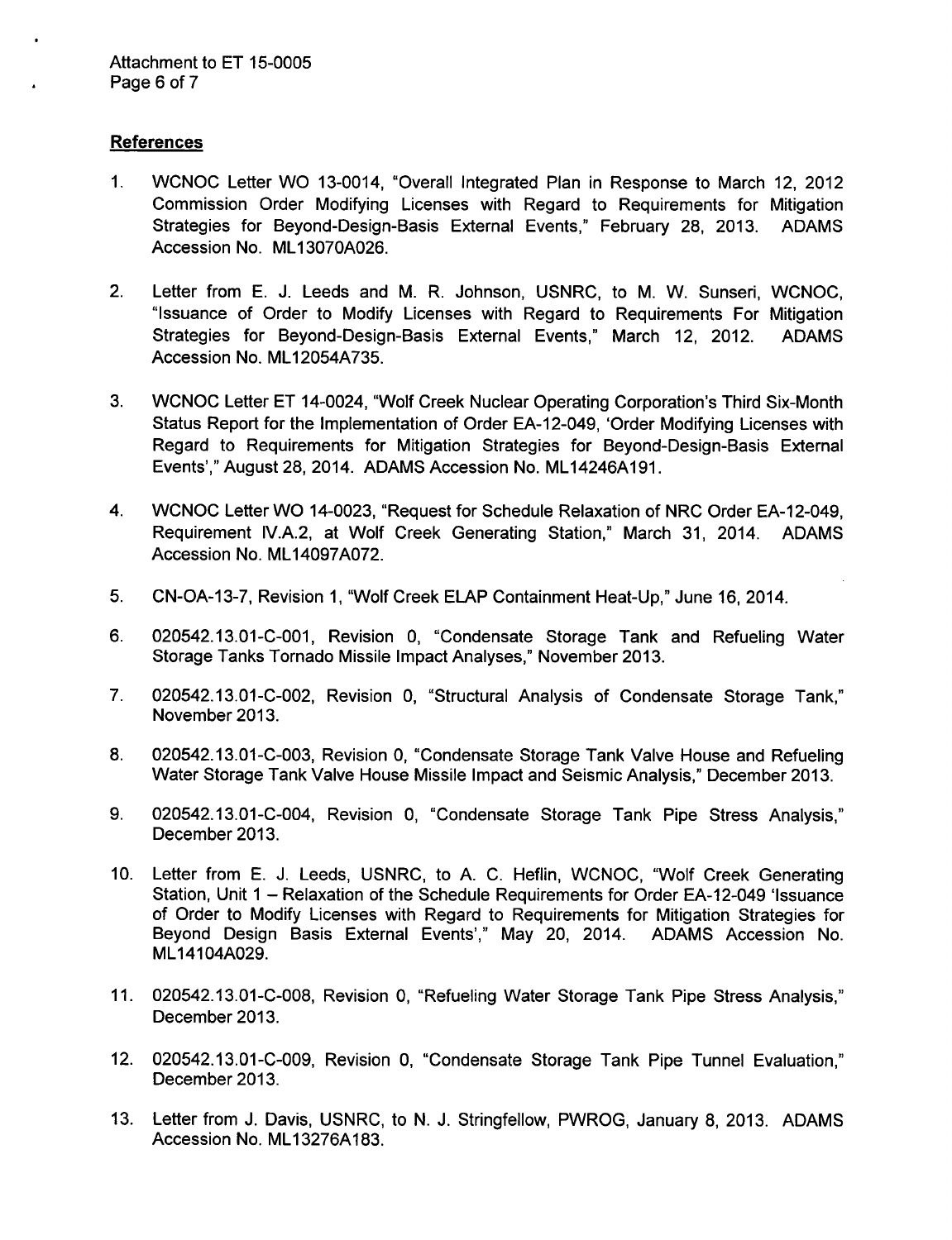## References

1. WCNOC Letter WO 13-0014, "Overall Integrated Plan in Response to March 12, 2012 Commission Order Modifying Licenses with Regard to Requirements for Mitigation Strategies for Beyond-Design-Basis External Events," February 28, 2013. ADAMS Accession No. ML13070A026.

2. Letter from E. J. Leeds and M. R. Johnson, USNRC, to M. W. Sunseri, WCNOC, "Issuance of Order to Modify Licenses with Regard to Requirements For Mitigation Strategies for Beyond-Design-Basis External Events," March 12, 2012. ADAMS Accession No. ML12054A735.

3. WCNOC Letter ET 14-0024, "Wolf Creek Nuclear Operating Corporation's Third Six-Month Status Report for the Implementation of Order EA-12-049, 'Order Modifying Licenses with Regard to Requirements for Mitigation Strategies for Beyond-Design-Basis External Events'," August 28, 2014. ADAMS Accession No. ML14246A191.

4. WCNOC Letter WO 14-0023, "Request for Schedule Relaxation of NRC Order EA-12-049, Requirement IV.A.2, at Wolf Creek Generating Station," March 31, 2014. ADAMS Accession No. ML14097A072.

5. CN-OA-13-7, Revision 1, "Wolf Creek ELAP Containment Heat-Up," June 16, 2014.

6. 020542.13.01-C-001, Revision 0, "Condensate Storage Tank and Refueling Water Storage Tanks Tornado Missile Impact Analyses," November 2013.

7. 020542.13.01-C-002, Revision 0, "Structural Analysis of Condensate Storage Tank," November 2013.

8. 020542.13.01-C-003, Revision 0, "Condensate Storage Tank Valve House and Refueling Water Storage Tank Valve House Missile Impact and Seismic Analysis," December 2013.

9. 020542.13.01-C-004, Revision 0, "Condensate Storage Tank Pipe Stress Analysis," December 2013.

10. Letter from E. J. Leeds, USNRC, to A. C. Heflin, WCNOC, "Wolf Creek Generating Station, Unit 1 – Relaxation of the Schedule Requirements for Order EA-12-049 'Issuance of Order to Modify Licenses with Regard to Requirements for Mitigation Strategies for Beyond Design Basis External Events'," May 20, 2014. ADAMS Accession No. ML14104A029.

11. 020542.13.01-C-008, Revision 0, "Refueling Water Storage Tank Pipe Stress Analysis," December 2013.

12. 020542.13.01-C-009, Revision 0, "Condensate Storage Tank Pipe Tunnel Evaluation," December 2013.

13. Letter from J. Davis, USNRC, to N. J. Stringfellow, PWROG, January 8, 2013. ADAMS Accession No. ML13276A183.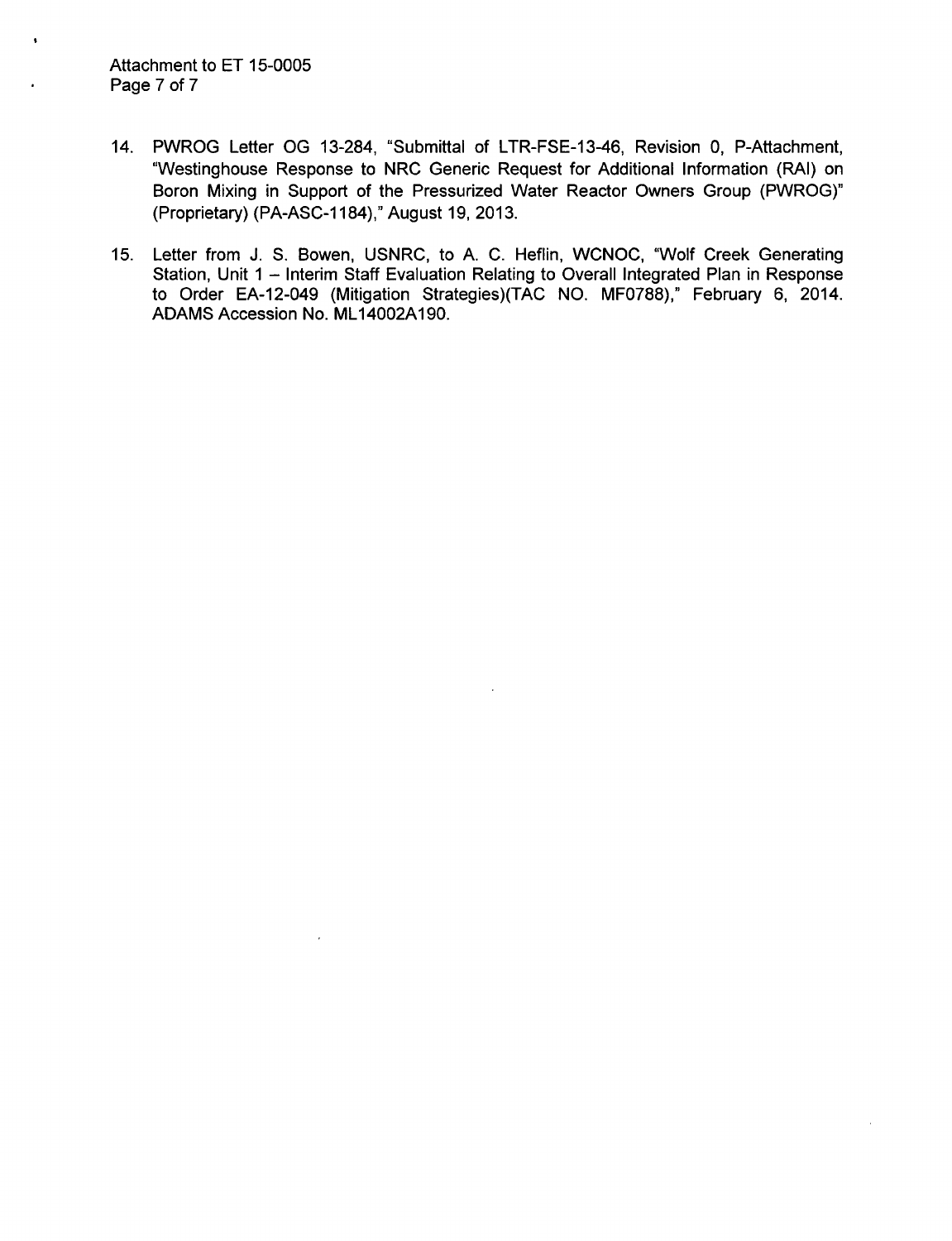14. PWROG Letter OG 13-284, "Submittal of LTR-FSE-13-46, Revision 0, P-Attachment, "Westinghouse Response to NRC Generic Request for Additional Information (RAI) on Boron Mixing in Support of the Pressurized Water Reactor Owners Group (PWROG)" (Proprietary) (PA-ASC-1184)," August 19, 2013.

15. Letter from J. S. Bowen, USNRC, to A. C. Heflin, WCNOC, "Wolf Creek Generating Station, Unit 1 – Interim Staff Evaluation Relating to Overall Integrated Plan in Response to Order EA-12-049 (Mitigation Strategies)(TAC NO. MF0788)," February 6, 2014. ADAMS Accession No. ML14002A190.